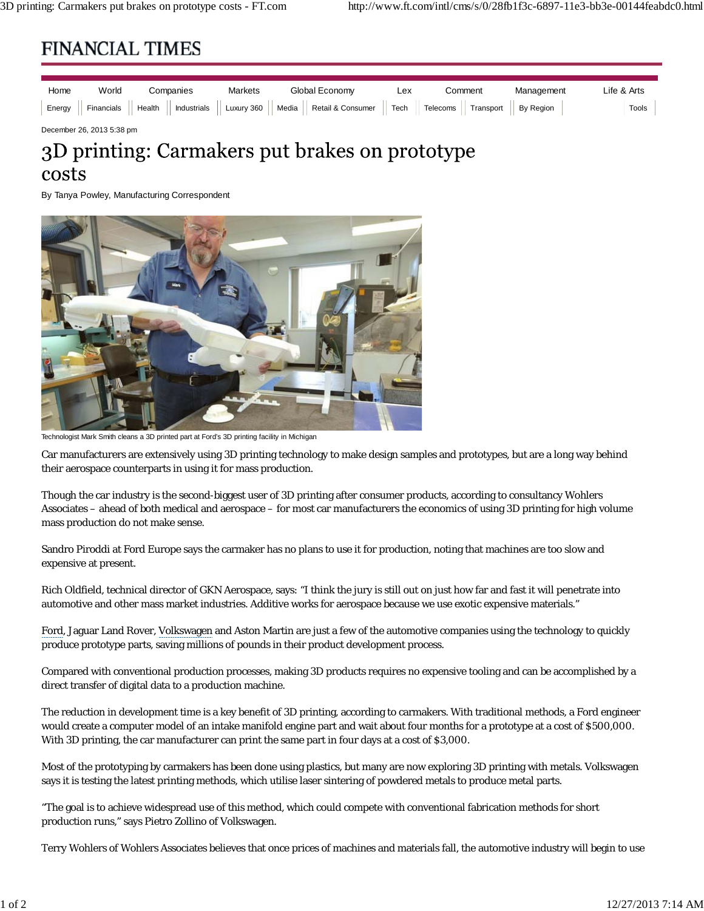# FINANCIAL TIMES

December 26, 2013 5:38 pm

# 3D printing: Carmakers put brakes on prototype costs

By Tanya Powley, Manufacturing Correspondent

Technologist Mark Smith cleans a 3D printed part at Ford's 3D printing facility in Michigan

Car manufacturers are extensively using 3D printing technology to make design samples and prototypes, but are a long way behind their aerospace counterparts in using it for mass production.

Though the car industry is the second-biggest user of 3D printing after consumer products, according to consultancy Wohlers Associates – ahead of both medical and aerospace – for most car manufacturers the economics of using 3D printing for high volume mass production do not make sense.

Sandro Piroddi at Ford Europe says the carmaker has no plans to use it for production, noting that machines are too slow and expensive at present.

Rich Oldfield, technical director of GKN Aerospace, says: "I think the jury is still out on just how far and fast it will penetrate into automotive and other mass market industries. Additive works for aerospace because we use exotic expensive materials."

Ford, Jaguar Land Rover, Volkswagen and Aston Martin are just a few of the automotive companies using the technology to quickly produce prototype parts, saving millions of pounds in their product development process.

Compared with conventional production processes, making 3D products requires no expensive tooling and can be accomplished by a direct transfer of digital data to a production machine.

The reduction in development time is a key benefit of 3D printing, according to carmakers. With traditional methods, a Ford engineer would create a computer model of an intake manifold engine part and wait about four months for a prototype at a cost of $500,000. With 3D printing, the car manufacturer can print the same part in four days at a cost of $3,000.

Most of the prototyping by carmakers has been done using plastics, but many are now exploring 3D printing with metals. Volkswagen says it is testing the latest printing methods, which utilise laser sintering of powdered metals to produce metal parts.

"The goal is to achieve widespread use of this method, which could compete with conventional fabrication methods for short production runs," says Pietro Zollino of Volkswagen.

Terry Wohlers of Wohlers Associates believes that once prices of machines and materials fall, the automotive industry will begin to use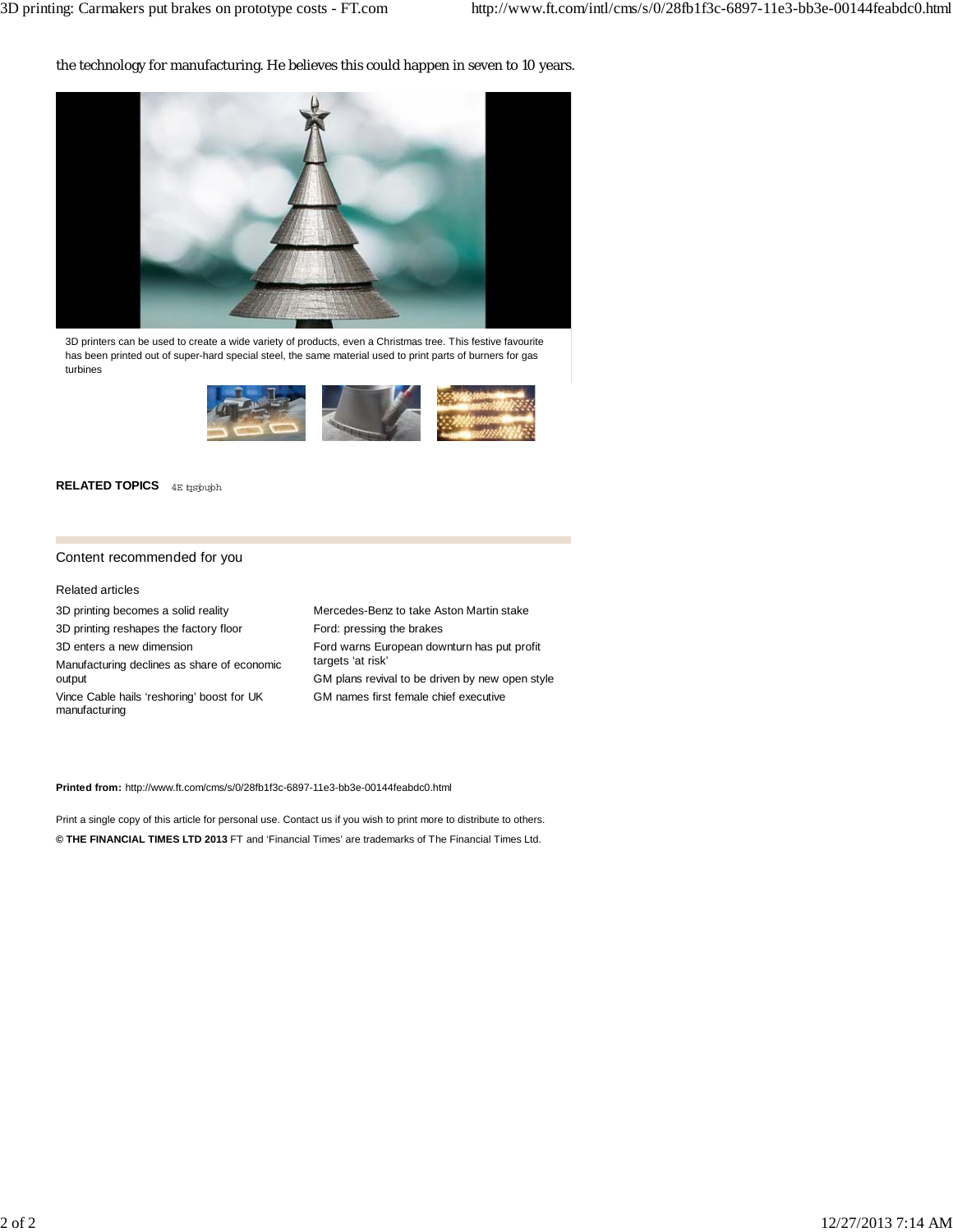the technology for manufacturing. He believes this could happen in seven to 10 years.

3D printers can be used to create a wide variety of products, even a Christmas tree. This festive favourite has been printed out of super-hard special steel, the same material used to print parts of burners for gas turbines

**RELATED TOPICS** 4E tqsjoujoh

Content recommended for you

Related articles

3D printing becomes a solid reality

3D printing reshapes the factory floor

3D enters a new dimension

Manufacturing declines as share of economic output

Vince Cable hails 'reshoring' boost for UK manufacturing

Mercedes-Benz to take Aston Martin stake

Ford: pressing the brakes

Ford warns European downturn has put profit targets 'at risk'

GM plans revival to be driven by new open style

GM names first female chief executive

**Printed from:** http://www.ft.com/cms/s/0/28fb1f3c-6897-11e3-bb3e-00144feabdc0.html

Print a single copy of this article for personal use. Contact us if you wish to print more to distribute to others.

**© THE FINANCIAL TIMES LTD 2013** FT and 'Financial Times' are trademarks of The Financial Times Ltd.